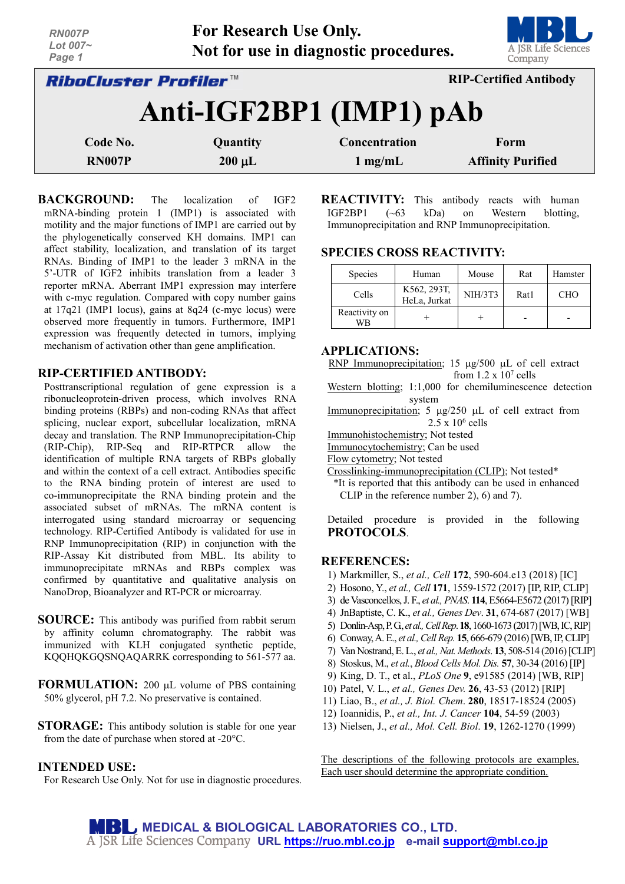For Research Use Only.
Not for use in diagnostic procedures.

**RiboCluster Profiler™** | **RIP-Certified Antibody**

# Anti-IGF2BP1 (IMP1) pAb

| Code No. | Quantity | Concentration | Form |
|---|---|---|---|
| RN007P | 200 µL | 1 mg/mL | Affinity Purified |

**BACKGROUND:** The localization of IGF2 mRNA-binding protein 1 (IMP1) is associated with motility and the major functions of IMP1 are carried out by the phylogenetically conserved KH domains. IMP1 can affect stability, localization, and translation of its target RNAs. Binding of IMP1 to the leader 3 mRNA in the 5'-UTR of IGF2 inhibits translation from a leader 3 reporter mRNA. Aberrant IMP1 expression may interfere with c-myc regulation. Compared with copy number gains at 17q21 (IMP1 locus), gains at 8q24 (c-myc locus) were observed more frequently in tumors. Furthermore, IMP1 expression was frequently detected in tumors, implying mechanism of activation other than gene amplification.

**RIP-CERTIFIED ANTIBODY:**
Posttranscriptional regulation of gene expression is a ribonucleoprotein-driven process, which involves RNA binding proteins (RBPs) and non-coding RNAs that affect splicing, nuclear export, subcellular localization, mRNA decay and translation. The RNP Immunoprecipitation-Chip (RIP-Chip), RIP-Seq and RIP-RTPCR allow the identification of multiple RNA targets of RBPs globally and within the context of a cell extract. Antibodies specific to the RNA binding protein of interest are used to co-immunoprecipitate the RNA binding protein and the associated subset of mRNAs. The mRNA content is interrogated using standard microarray or sequencing technology. RIP-Certified Antibody is validated for use in RNP Immunoprecipitation (RIP) in conjunction with the RIP-Assay Kit distributed from MBL. Its ability to immunoprecipitate mRNAs and RBPs complex was confirmed by quantitative and qualitative analysis on NanoDrop, Bioanalyzer and RT-PCR or microarray.

**SOURCE:** This antibody was purified from rabbit serum by affinity column chromatography. The rabbit was immunized with KLH conjugated synthetic peptide, KQQHQKGQSNQAQARRK corresponding to 561-577 aa.

**FORMULATION:** 200 µL volume of PBS containing 50% glycerol, pH 7.2. No preservative is contained.

**STORAGE:** This antibody solution is stable for one year from the date of purchase when stored at -20°C.

**INTENDED USE:**
For Research Use Only. Not for use in diagnostic procedures.

**REACTIVITY:** This antibody reacts with human IGF2BP1 (~63 kDa) on Western blotting, Immunoprecipitation and RNP Immunoprecipitation.

**SPECIES CROSS REACTIVITY:**

| Species | Human | Mouse | Rat | Hamster |
|---|---|---|---|---|
| Cells | K562, 293T, HeLa, Jurkat | NIH/3T3 | Rat1 | CHO |
| Reactivity on WB | + | + | - | - |

**APPLICATIONS:**
RNP Immunoprecipitation; 15 µg/500 µL of cell extract from 1.2 x $10^7$ cells
Western blotting; 1:1,000 for chemiluminescence detection system
Immunoprecipitation; 5 µg/250 µL of cell extract from 2.5 x $10^6$ cells
Immunohistochemistry; Not tested
Immunocytochemistry; Can be used
Flow cytometry; Not tested
Crosslinking-immunoprecipitation (CLIP); Not tested*
*It is reported that this antibody can be used in enhanced CLIP in the reference number 2), 6) and 7).

Detailed procedure is provided in the following **PROTOCOLS**.

**REFERENCES:**
1) Markmiller, S., *et al., Cell* **172**, 590-604.e13 (2018) [IC]
2) Hosono, Y., *et al., Cell* **171**, 1559-1572 (2017) [IP, RIP, CLIP]
3) de Vasconcellos, J. F., *et al., PNAS.* **114**, E5664-E5672 (2017) [RIP]
4) JnBaptiste, C. K., *et al., Genes Dev*. **31**, 674-687 (2017) [WB]
5) Donlin-Asp, P. G., *et al., Cell Rep.* **18**, 1660-1673 (2017) [WB, IC, RIP]
6) Conway, A. E., *et al., Cell Rep.* **15**, 666-679 (2016) [WB, IP, CLIP]
7) Van Nostrand, E. L., *et al., Nat. Methods*. **13**, 508-514 (2016) [CLIP]
8) Stoskus, M., *et al., Blood Cells Mol. Dis.* **57**, 30-34 (2016) [IP]
9) King, D. T., et al., *PLoS One* **9**, e91585 (2014) [WB, RIP]
10) Patel, V. L., *et al., Genes Dev.* **26**, 43-53 (2012) [RIP]
11) Liao, B., *et al., J. Biol. Chem*. **280**, 18517-18524 (2005)
12) Ioannidis, P., *et al., Int. J. Cancer* **104**, 54-59 (2003)
13) Nielsen, J., *et al., Mol. Cell. Biol*. **19**, 1262-1270 (1999)

The descriptions of the following protocols are examples. Each user should determine the appropriate condition.

MEDICAL & BIOLOGICAL LABORATORIES CO., LTD.
A JSR Life Sciences Company URL https://ruo.mbl.co.jp e-mail support@mbl.co.jp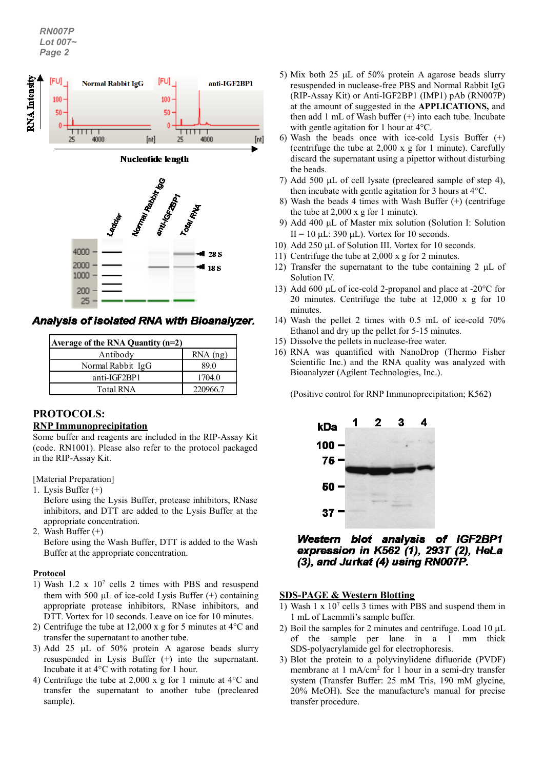*Analysis of isolated RNA with Bioanalyzer.*

| Average of the RNA Quantity (n=2) | |
|---|---|
| Antibody | RNA (ng) |
| Normal Rabbit IgG | 89.0 |
| anti-IGF2BP1 | 1704.0 |
| Total RNA | 220966.7 |

## PROTOCOLS:

### RNP Immunoprecipitation

Some buffer and reagents are included in the RIP-Assay Kit (code. RN1001). Please also refer to the protocol packaged in the RIP-Assay Kit.

[Material Preparation]

1. Lysis Buffer (+)
   Before using the Lysis Buffer, protease inhibitors, RNase inhibitors, and DTT are added to the Lysis Buffer at the appropriate concentration.
2. Wash Buffer (+)
   Before using the Wash Buffer, DTT is added to the Wash Buffer at the appropriate concentration.

**Protocol**

1) Wash 1.2 x $10^7$ cells 2 times with PBS and resuspend them with 500 µL of ice-cold Lysis Buffer (+) containing appropriate protease inhibitors, RNase inhibitors, and DTT. Vortex for 10 seconds. Leave on ice for 10 minutes.
2) Centrifuge the tube at 12,000 x g for 5 minutes at 4°C and transfer the supernatant to another tube.
3) Add 25 µL of 50% protein A agarose beads slurry resuspended in Lysis Buffer (+) into the supernatant. Incubate it at 4°C with rotating for 1 hour.
4) Centrifuge the tube at 2,000 x g for 1 minute at 4°C and transfer the supernatant to another tube (precleared sample).
5) Mix both 25 µL of 50% protein A agarose beads slurry resuspended in nuclease-free PBS and Normal Rabbit IgG (RIP-Assay Kit) or Anti-IGF2BP1 (IMP1) pAb (RN007P) at the amount of suggested in the **APPLICATIONS,** and then add 1 mL of Wash buffer (+) into each tube. Incubate with gentle agitation for 1 hour at 4°C.
6) Wash the beads once with ice-cold Lysis Buffer (+) (centrifuge the tube at 2,000 x g for 1 minute). Carefully discard the supernatant using a pipettor without disturbing the beads.
7) Add 500 µL of cell lysate (precleared sample of step 4), then incubate with gentle agitation for 3 hours at 4°C.
8) Wash the beads 4 times with Wash Buffer (+) (centrifuge the tube at 2,000 x g for 1 minute).
9) Add 400 µL of Master mix solution (Solution I: Solution II = 10 µL: 390 µL). Vortex for 10 seconds.
10) Add 250 µL of Solution III. Vortex for 10 seconds.
11) Centrifuge the tube at 2,000 x g for 2 minutes.
12) Transfer the supernatant to the tube containing 2 µL of Solution IV.
13) Add 600 µL of ice-cold 2-propanol and place at -20°C for 20 minutes. Centrifuge the tube at 12,000 x g for 10 minutes.
14) Wash the pellet 2 times with 0.5 mL of ice-cold 70% Ethanol and dry up the pellet for 5-15 minutes.
15) Dissolve the pellets in nuclease-free water.
16) RNA was quantified with NanoDrop (Thermo Fisher Scientific Inc.) and the RNA quality was analyzed with Bioanalyzer (Agilent Technologies, Inc.).

(Positive control for RNP Immunoprecipitation; K562)

***Western blot analysis of IGF2BP1 expression in K562 (1), 293T (2), HeLa (3), and Jurkat (4) using RN007P.***

### SDS-PAGE & Western Blotting

1) Wash 1 x $10^7$ cells 3 times with PBS and suspend them in 1 mL of Laemmli's sample buffer.
2) Boil the samples for 2 minutes and centrifuge. Load 10 µL of the sample per lane in a 1 mm thick SDS-polyacrylamide gel for electrophoresis.
3) Blot the protein to a polyvinylidene difluoride (PVDF) membrane at 1 mA/cm$^2$ for 1 hour in a semi-dry transfer system (Transfer Buffer: 25 mM Tris, 190 mM glycine, 20% MeOH). See the manufacture's manual for precise transfer procedure.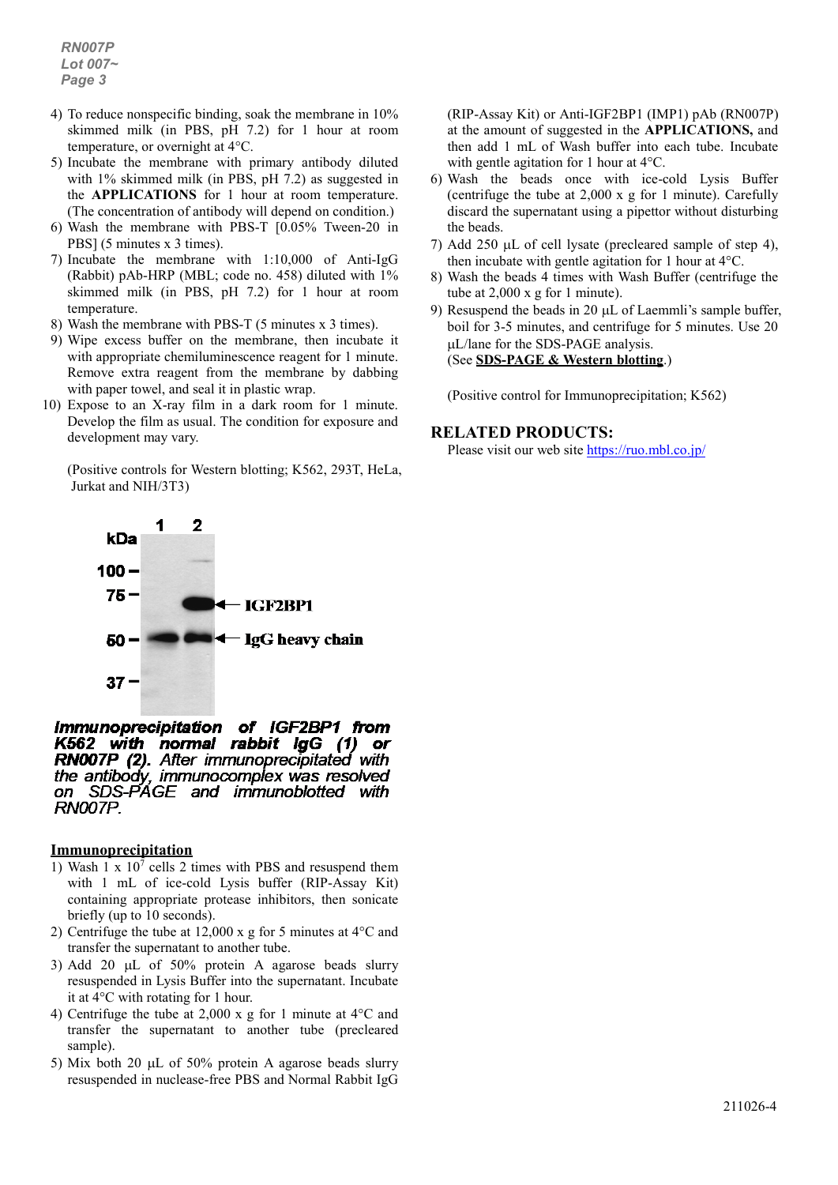4) To reduce nonspecific binding, soak the membrane in 10% skimmed milk (in PBS, pH 7.2) for 1 hour at room temperature, or overnight at 4°C.
5) Incubate the membrane with primary antibody diluted with 1% skimmed milk (in PBS, pH 7.2) as suggested in the **APPLICATIONS** for 1 hour at room temperature. (The concentration of antibody will depend on condition.)
6) Wash the membrane with PBS-T [0.05% Tween-20 in PBS] (5 minutes x 3 times).
7) Incubate the membrane with 1:10,000 of Anti-IgG (Rabbit) pAb-HRP (MBL; code no. 458) diluted with 1% skimmed milk (in PBS, pH 7.2) for 1 hour at room temperature.
8) Wash the membrane with PBS-T (5 minutes x 3 times).
9) Wipe excess buffer on the membrane, then incubate it with appropriate chemiluminescence reagent for 1 minute. Remove extra reagent from the membrane by dabbing with paper towel, and seal it in plastic wrap.
10) Expose to an X-ray film in a dark room for 1 minute. Develop the film as usual. The condition for exposure and development may vary.

(Positive controls for Western blotting; K562, 293T, HeLa, Jurkat and NIH/3T3)

1 2
kDa
100
75
50
37
IGF2BP1
IgG heavy chain

***Immunoprecipitation of IGF2BP1 from K562 with normal rabbit IgG (1) or RN007P (2).*** *After immunoprecipitated with the antibody, immunocomplex was resolved on SDS-PAGE and immunoblotted with RN007P.*

## Immunoprecipitation

1) Wash 1 x $10^7$ cells 2 times with PBS and resuspend them with 1 mL of ice-cold Lysis buffer (RIP-Assay Kit) containing appropriate protease inhibitors, then sonicate briefly (up to 10 seconds).
2) Centrifuge the tube at 12,000 x g for 5 minutes at 4°C and transfer the supernatant to another tube.
3) Add 20 µL of 50% protein A agarose beads slurry resuspended in Lysis Buffer into the supernatant. Incubate it at 4°C with rotating for 1 hour.
4) Centrifuge the tube at 2,000 x g for 1 minute at 4°C and transfer the supernatant to another tube (precleared sample).
5) Mix both 20 µL of 50% protein A agarose beads slurry resuspended in nuclease-free PBS and Normal Rabbit IgG (RIP-Assay Kit) or Anti-IGF2BP1 (IMP1) pAb (RN007P) at the amount of suggested in the **APPLICATIONS,** and then add 1 mL of Wash buffer into each tube. Incubate with gentle agitation for 1 hour at 4°C.
6) Wash the beads once with ice-cold Lysis Buffer (centrifuge the tube at 2,000 x g for 1 minute). Carefully discard the supernatant using a pipettor without disturbing the beads.
7) Add 250 µL of cell lysate (precleared sample of step 4), then incubate with gentle agitation for 1 hour at 4°C.
8) Wash the beads 4 times with Wash Buffer (centrifuge the tube at 2,000 x g for 1 minute).
9) Resuspend the beads in 20 µL of Laemmli's sample buffer, boil for 3-5 minutes, and centrifuge for 5 minutes. Use 20 µL/lane for the SDS-PAGE analysis.
   (See **SDS-PAGE & Western blotting**.)

(Positive control for Immunoprecipitation; K562)

## RELATED PRODUCTS:

Please visit our web site https://ruo.mbl.co.jp/